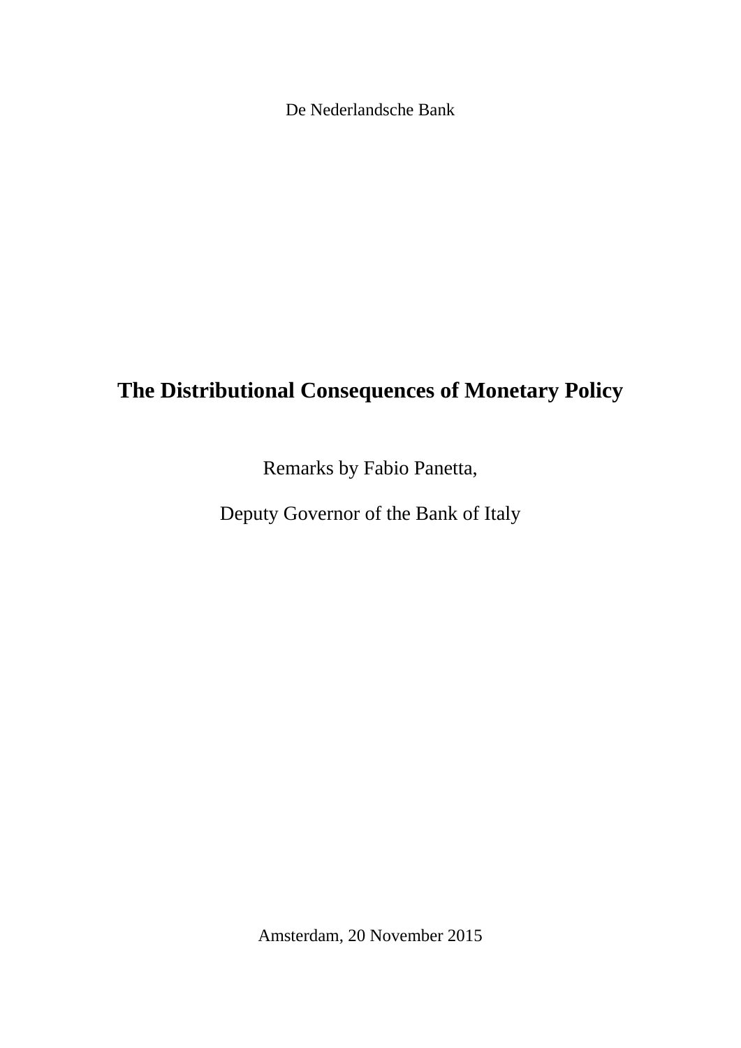De Nederlandsche Bank

# The Distributional Consequences of Monetary Policy

Remarks by Fabio Panetta,

Deputy Governor of the Bank of Italy

Amsterdam, 20 November 2015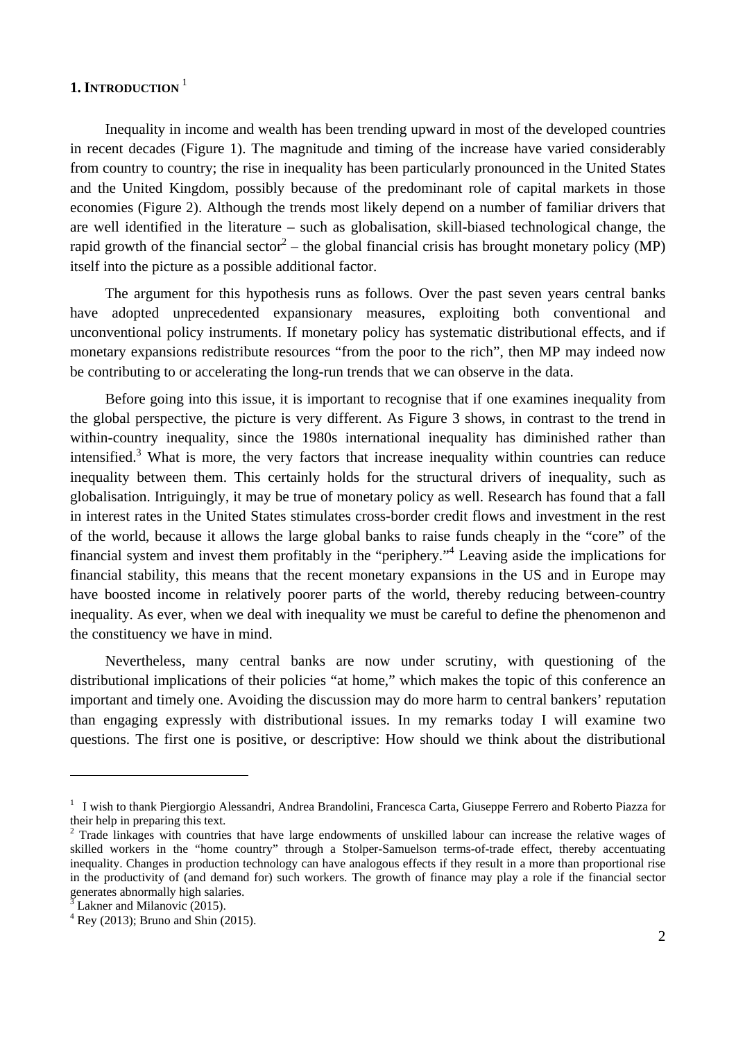## 1. INTRODUCTION [1]

Inequality in income and wealth has been trending upward in most of the developed countries in recent decades (Figure 1). The magnitude and timing of the increase have varied considerably from country to country; the rise in inequality has been particularly pronounced in the United States and the United Kingdom, possibly because of the predominant role of capital markets in those economies (Figure 2). Although the trends most likely depend on a number of familiar drivers that are well identified in the literature – such as globalisation, skill-biased technological change, the rapid growth of the financial sector[2] – the global financial crisis has brought monetary policy (MP) itself into the picture as a possible additional factor.

The argument for this hypothesis runs as follows. Over the past seven years central banks have adopted unprecedented expansionary measures, exploiting both conventional and unconventional policy instruments. If monetary policy has systematic distributional effects, and if monetary expansions redistribute resources "from the poor to the rich", then MP may indeed now be contributing to or accelerating the long-run trends that we can observe in the data.

Before going into this issue, it is important to recognise that if one examines inequality from the global perspective, the picture is very different. As Figure 3 shows, in contrast to the trend in within-country inequality, since the 1980s international inequality has diminished rather than intensified.[3] What is more, the very factors that increase inequality within countries can reduce inequality between them. This certainly holds for the structural drivers of inequality, such as globalisation. Intriguingly, it may be true of monetary policy as well. Research has found that a fall in interest rates in the United States stimulates cross-border credit flows and investment in the rest of the world, because it allows the large global banks to raise funds cheaply in the "core" of the financial system and invest them profitably in the "periphery."[4] Leaving aside the implications for financial stability, this means that the recent monetary expansions in the US and in Europe may have boosted income in relatively poorer parts of the world, thereby reducing between-country inequality. As ever, when we deal with inequality we must be careful to define the phenomenon and the constituency we have in mind.

Nevertheless, many central banks are now under scrutiny, with questioning of the distributional implications of their policies "at home," which makes the topic of this conference an important and timely one. Avoiding the discussion may do more harm to central bankers' reputation than engaging expressly with distributional issues. In my remarks today I will examine two questions. The first one is positive, or descriptive: How should we think about the distributional

---

[1] I wish to thank Piergiorgio Alessandri, Andrea Brandolini, Francesca Carta, Giuseppe Ferrero and Roberto Piazza for their help in preparing this text.

[2] Trade linkages with countries that have large endowments of unskilled labour can increase the relative wages of skilled workers in the "home country" through a Stolper-Samuelson terms-of-trade effect, thereby accentuating inequality. Changes in production technology can have analogous effects if they result in a more than proportional rise in the productivity of (and demand for) such workers. The growth of finance may play a role if the financial sector generates abnormally high salaries.

[3] Lakner and Milanovic (2015).

[4] Rey (2013); Bruno and Shin (2015).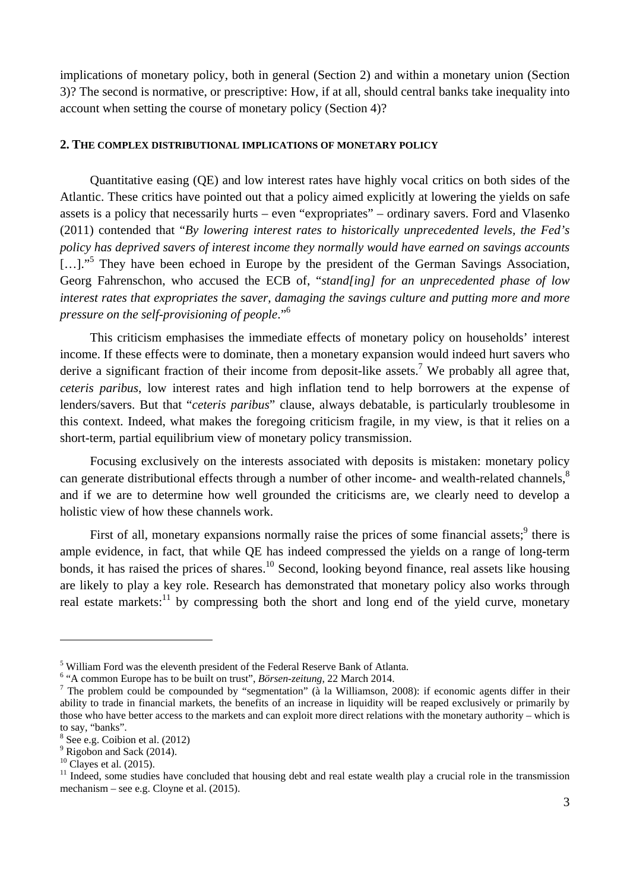implications of monetary policy, both in general (Section 2) and within a monetary union (Section 3)? The second is normative, or prescriptive: How, if at all, should central banks take inequality into account when setting the course of monetary policy (Section 4)?

## 2. THE COMPLEX DISTRIBUTIONAL IMPLICATIONS OF MONETARY POLICY

Quantitative easing (QE) and low interest rates have highly vocal critics on both sides of the Atlantic. These critics have pointed out that a policy aimed explicitly at lowering the yields on safe assets is a policy that necessarily hurts – even "expropriates" – ordinary savers. Ford and Vlasenko (2011) contended that "*By lowering interest rates to historically unprecedented levels, the Fed's policy has deprived savers of interest income they normally would have earned on savings accounts* […]."[5] They have been echoed in Europe by the president of the German Savings Association, Georg Fahrenschon, who accused the ECB of, "*stand[ing] for an unprecedented phase of low interest rates that expropriates the saver, damaging the savings culture and putting more and more pressure on the self-provisioning of people.*"[6]

This criticism emphasises the immediate effects of monetary policy on households' interest income. If these effects were to dominate, then a monetary expansion would indeed hurt savers who derive a significant fraction of their income from deposit-like assets.[7] We probably all agree that, *ceteris paribus*, low interest rates and high inflation tend to help borrowers at the expense of lenders/savers. But that "*ceteris paribus*" clause, always debatable, is particularly troublesome in this context. Indeed, what makes the foregoing criticism fragile, in my view, is that it relies on a short-term, partial equilibrium view of monetary policy transmission.

Focusing exclusively on the interests associated with deposits is mistaken: monetary policy can generate distributional effects through a number of other income- and wealth-related channels,[8] and if we are to determine how well grounded the criticisms are, we clearly need to develop a holistic view of how these channels work.

First of all, monetary expansions normally raise the prices of some financial assets;[9] there is ample evidence, in fact, that while QE has indeed compressed the yields on a range of long-term bonds, it has raised the prices of shares.[10] Second, looking beyond finance, real assets like housing are likely to play a key role. Research has demonstrated that monetary policy also works through real estate markets:[11] by compressing both the short and long end of the yield curve, monetary

---

[5] William Ford was the eleventh president of the Federal Reserve Bank of Atlanta.

[6] "A common Europe has to be built on trust", *Börsen-zeitung*, 22 March 2014.

[7] The problem could be compounded by "segmentation" (à la Williamson, 2008): if economic agents differ in their ability to trade in financial markets, the benefits of an increase in liquidity will be reaped exclusively or primarily by those who have better access to the markets and can exploit more direct relations with the monetary authority – which is to say, "banks".

[8] See e.g. Coibion et al. (2012)

[9] Rigobon and Sack (2014).

[10] Clayes et al. (2015).

[11] Indeed, some studies have concluded that housing debt and real estate wealth play a crucial role in the transmission mechanism – see e.g. Cloyne et al. (2015).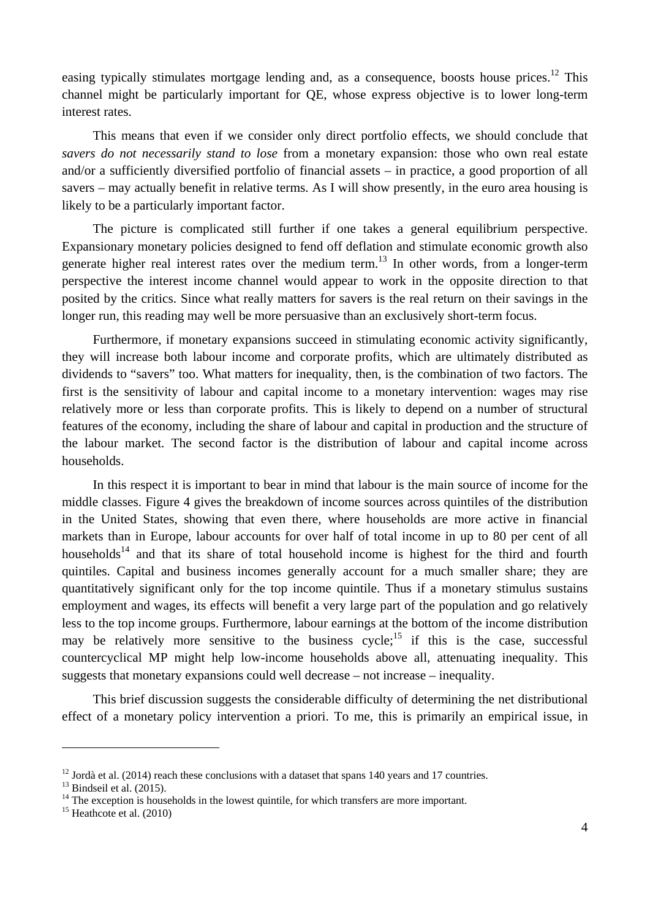easing typically stimulates mortgage lending and, as a consequence, boosts house prices.[12] This channel might be particularly important for QE, whose express objective is to lower long-term interest rates.

This means that even if we consider only direct portfolio effects, we should conclude that *savers do not necessarily stand to lose* from a monetary expansion: those who own real estate and/or a sufficiently diversified portfolio of financial assets – in practice, a good proportion of all savers – may actually benefit in relative terms. As I will show presently, in the euro area housing is likely to be a particularly important factor.

The picture is complicated still further if one takes a general equilibrium perspective. Expansionary monetary policies designed to fend off deflation and stimulate economic growth also generate higher real interest rates over the medium term.[13] In other words, from a longer-term perspective the interest income channel would appear to work in the opposite direction to that posited by the critics. Since what really matters for savers is the real return on their savings in the longer run, this reading may well be more persuasive than an exclusively short-term focus.

Furthermore, if monetary expansions succeed in stimulating economic activity significantly, they will increase both labour income and corporate profits, which are ultimately distributed as dividends to "savers" too. What matters for inequality, then, is the combination of two factors. The first is the sensitivity of labour and capital income to a monetary intervention: wages may rise relatively more or less than corporate profits. This is likely to depend on a number of structural features of the economy, including the share of labour and capital in production and the structure of the labour market. The second factor is the distribution of labour and capital income across households.

In this respect it is important to bear in mind that labour is the main source of income for the middle classes. Figure 4 gives the breakdown of income sources across quintiles of the distribution in the United States, showing that even there, where households are more active in financial markets than in Europe, labour accounts for over half of total income in up to 80 per cent of all households[14] and that its share of total household income is highest for the third and fourth quintiles. Capital and business incomes generally account for a much smaller share; they are quantitatively significant only for the top income quintile. Thus if a monetary stimulus sustains employment and wages, its effects will benefit a very large part of the population and go relatively less to the top income groups. Furthermore, labour earnings at the bottom of the income distribution may be relatively more sensitive to the business cycle;[15] if this is the case, successful countercyclical MP might help low-income households above all, attenuating inequality. This suggests that monetary expansions could well decrease – not increase – inequality.

This brief discussion suggests the considerable difficulty of determining the net distributional effect of a monetary policy intervention a priori. To me, this is primarily an empirical issue, in

---

[12] Jordà et al. (2014) reach these conclusions with a dataset that spans 140 years and 17 countries.

[13] Bindseil et al. (2015).

[14] The exception is households in the lowest quintile, for which transfers are more important.

[15] Heathcote et al. (2010)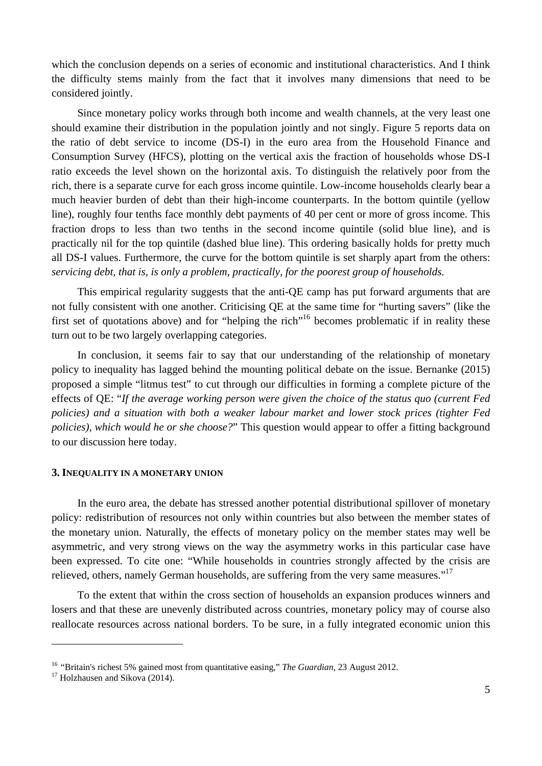which the conclusion depends on a series of economic and institutional characteristics. And I think the difficulty stems mainly from the fact that it involves many dimensions that need to be considered jointly.

Since monetary policy works through both income and wealth channels, at the very least one should examine their distribution in the population jointly and not singly. Figure 5 reports data on the ratio of debt service to income (DS-I) in the euro area from the Household Finance and Consumption Survey (HFCS), plotting on the vertical axis the fraction of households whose DS-I ratio exceeds the level shown on the horizontal axis. To distinguish the relatively poor from the rich, there is a separate curve for each gross income quintile. Low-income households clearly bear a much heavier burden of debt than their high-income counterparts. In the bottom quintile (yellow line), roughly four tenths face monthly debt payments of 40 per cent or more of gross income. This fraction drops to less than two tenths in the second income quintile (solid blue line), and is practically nil for the top quintile (dashed blue line). This ordering basically holds for pretty much all DS-I values. Furthermore, the curve for the bottom quintile is set sharply apart from the others: *servicing debt, that is, is only a problem, practically, for the poorest group of households.*

This empirical regularity suggests that the anti-QE camp has put forward arguments that are not fully consistent with one another. Criticising QE at the same time for "hurting savers" (like the first set of quotations above) and for "helping the rich"[16] becomes problematic if in reality these turn out to be two largely overlapping categories.

In conclusion, it seems fair to say that our understanding of the relationship of monetary policy to inequality has lagged behind the mounting political debate on the issue. Bernanke (2015) proposed a simple "litmus test" to cut through our difficulties in forming a complete picture of the effects of QE: "*If the average working person were given the choice of the status quo (current Fed policies) and a situation with both a weaker labour market and lower stock prices (tighter Fed policies), which would he or she choose?*" This question would appear to offer a fitting background to our discussion here today.

## 3. Inequality in a monetary union

In the euro area, the debate has stressed another potential distributional spillover of monetary policy: redistribution of resources not only within countries but also between the member states of the monetary union. Naturally, the effects of monetary policy on the member states may well be asymmetric, and very strong views on the way the asymmetry works in this particular case have been expressed. To cite one: "While households in countries strongly affected by the crisis are relieved, others, namely German households, are suffering from the very same measures."[17]

To the extent that within the cross section of households an expansion produces winners and losers and that these are unevenly distributed across countries, monetary policy may of course also reallocate resources across national borders. To be sure, in a fully integrated economic union this

---

[16] "Britain's richest 5% gained most from quantitative easing," *The Guardian*, 23 August 2012.

[17] Holzhausen and Sikova (2014).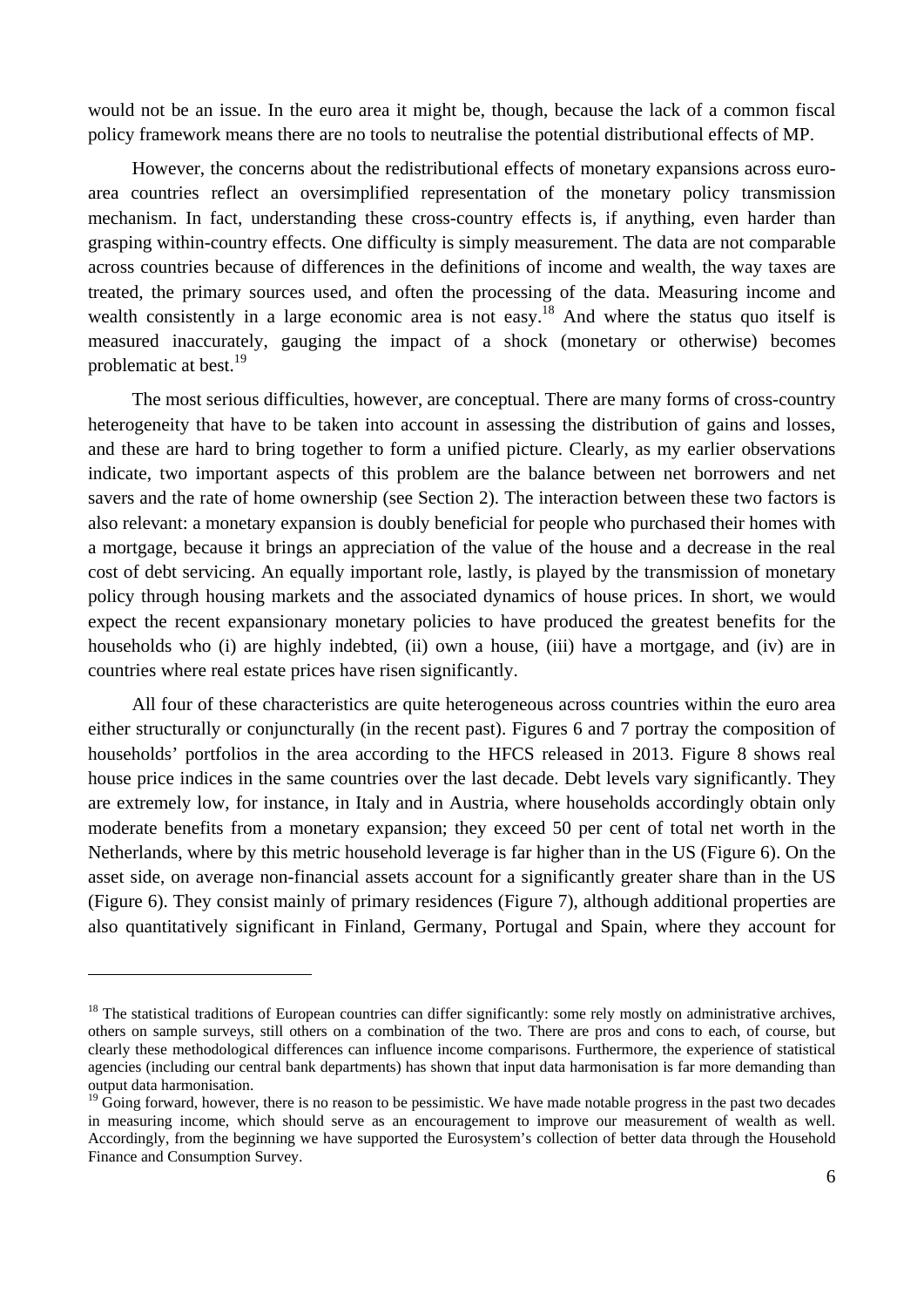would not be an issue. In the euro area it might be, though, because the lack of a common fiscal policy framework means there are no tools to neutralise the potential distributional effects of MP.

However, the concerns about the redistributional effects of monetary expansions across euro-area countries reflect an oversimplified representation of the monetary policy transmission mechanism. In fact, understanding these cross-country effects is, if anything, even harder than grasping within-country effects. One difficulty is simply measurement. The data are not comparable across countries because of differences in the definitions of income and wealth, the way taxes are treated, the primary sources used, and often the processing of the data. Measuring income and wealth consistently in a large economic area is not easy.[18] And where the status quo itself is measured inaccurately, gauging the impact of a shock (monetary or otherwise) becomes problematic at best.[19]

The most serious difficulties, however, are conceptual. There are many forms of cross-country heterogeneity that have to be taken into account in assessing the distribution of gains and losses, and these are hard to bring together to form a unified picture. Clearly, as my earlier observations indicate, two important aspects of this problem are the balance between net borrowers and net savers and the rate of home ownership (see Section 2). The interaction between these two factors is also relevant: a monetary expansion is doubly beneficial for people who purchased their homes with a mortgage, because it brings an appreciation of the value of the house and a decrease in the real cost of debt servicing. An equally important role, lastly, is played by the transmission of monetary policy through housing markets and the associated dynamics of house prices. In short, we would expect the recent expansionary monetary policies to have produced the greatest benefits for the households who (i) are highly indebted, (ii) own a house, (iii) have a mortgage, and (iv) are in countries where real estate prices have risen significantly.

All four of these characteristics are quite heterogeneous across countries within the euro area either structurally or conjuncturally (in the recent past). Figures 6 and 7 portray the composition of households' portfolios in the area according to the HFCS released in 2013. Figure 8 shows real house price indices in the same countries over the last decade. Debt levels vary significantly. They are extremely low, for instance, in Italy and in Austria, where households accordingly obtain only moderate benefits from a monetary expansion; they exceed 50 per cent of total net worth in the Netherlands, where by this metric household leverage is far higher than in the US (Figure 6). On the asset side, on average non-financial assets account for a significantly greater share than in the US (Figure 6). They consist mainly of primary residences (Figure 7), although additional properties are also quantitatively significant in Finland, Germany, Portugal and Spain, where they account for

---

[18] The statistical traditions of European countries can differ significantly: some rely mostly on administrative archives, others on sample surveys, still others on a combination of the two. There are pros and cons to each, of course, but clearly these methodological differences can influence income comparisons. Furthermore, the experience of statistical agencies (including our central bank departments) has shown that input data harmonisation is far more demanding than output data harmonisation.

[19] Going forward, however, there is no reason to be pessimistic. We have made notable progress in the past two decades in measuring income, which should serve as an encouragement to improve our measurement of wealth as well. Accordingly, from the beginning we have supported the Eurosystem's collection of better data through the Household Finance and Consumption Survey.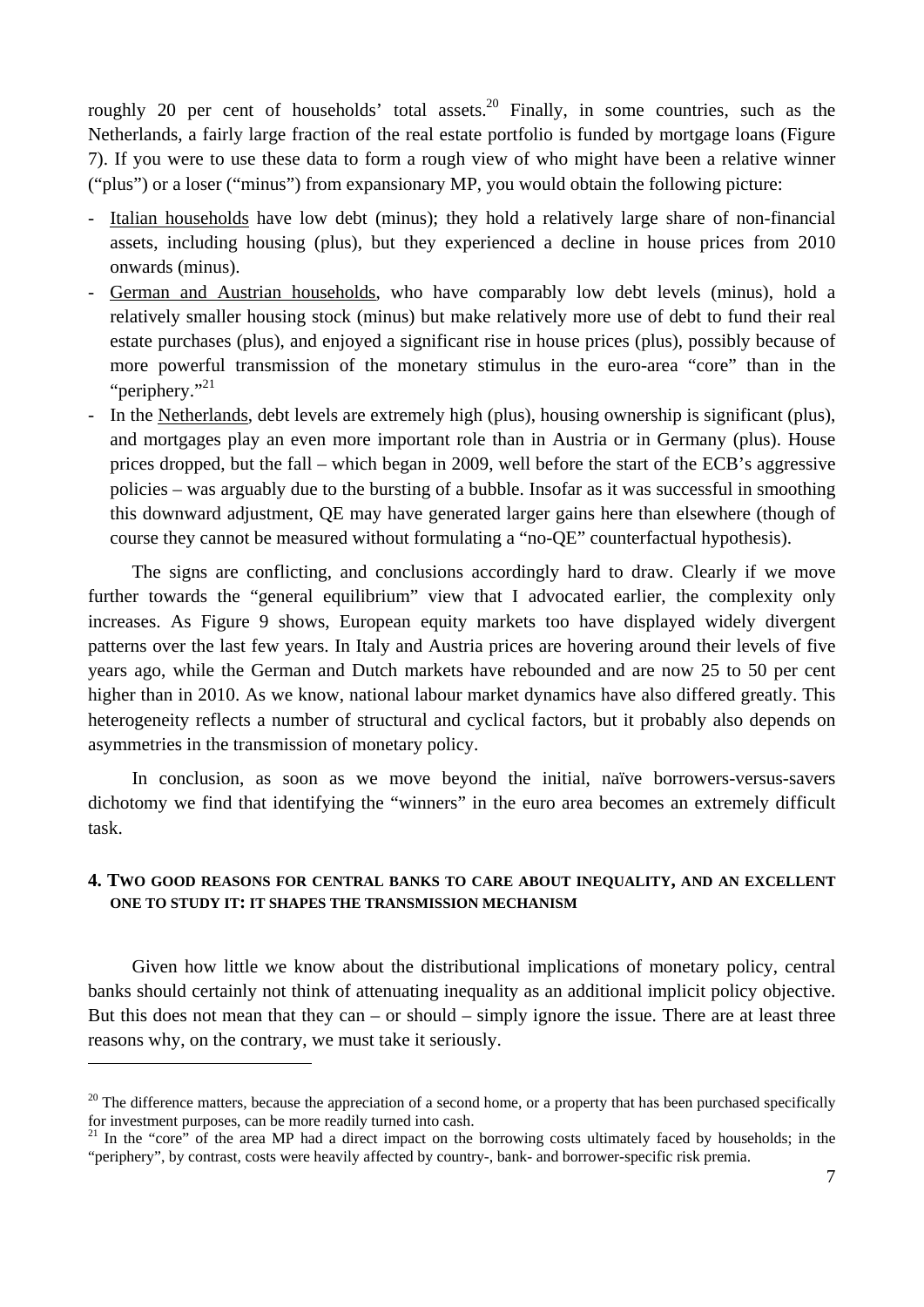roughly 20 per cent of households' total assets.[20] Finally, in some countries, such as the Netherlands, a fairly large fraction of the real estate portfolio is funded by mortgage loans (Figure 7). If you were to use these data to form a rough view of who might have been a relative winner ("plus") or a loser ("minus") from expansionary MP, you would obtain the following picture:

- Italian households have low debt (minus); they hold a relatively large share of non-financial assets, including housing (plus), but they experienced a decline in house prices from 2010 onwards (minus).
- German and Austrian households, who have comparably low debt levels (minus), hold a relatively smaller housing stock (minus) but make relatively more use of debt to fund their real estate purchases (plus), and enjoyed a significant rise in house prices (plus), possibly because of more powerful transmission of the monetary stimulus in the euro-area "core" than in the "periphery."[21]
- In the Netherlands, debt levels are extremely high (plus), housing ownership is significant (plus), and mortgages play an even more important role than in Austria or in Germany (plus). House prices dropped, but the fall – which began in 2009, well before the start of the ECB's aggressive policies – was arguably due to the bursting of a bubble. Insofar as it was successful in smoothing this downward adjustment, QE may have generated larger gains here than elsewhere (though of course they cannot be measured without formulating a "no-QE" counterfactual hypothesis).

The signs are conflicting, and conclusions accordingly hard to draw. Clearly if we move further towards the "general equilibrium" view that I advocated earlier, the complexity only increases. As Figure 9 shows, European equity markets too have displayed widely divergent patterns over the last few years. In Italy and Austria prices are hovering around their levels of five years ago, while the German and Dutch markets have rebounded and are now 25 to 50 per cent higher than in 2010. As we know, national labour market dynamics have also differed greatly. This heterogeneity reflects a number of structural and cyclical factors, but it probably also depends on asymmetries in the transmission of monetary policy.

In conclusion, as soon as we move beyond the initial, naïve borrowers-versus-savers dichotomy we find that identifying the "winners" in the euro area becomes an extremely difficult task.

## 4. Two good reasons for central banks to care about inequality, and an excellent one to study it: it shapes the transmission mechanism

Given how little we know about the distributional implications of monetary policy, central banks should certainly not think of attenuating inequality as an additional implicit policy objective. But this does not mean that they can – or should – simply ignore the issue. There are at least three reasons why, on the contrary, we must take it seriously.

---

[20] The difference matters, because the appreciation of a second home, or a property that has been purchased specifically for investment purposes, can be more readily turned into cash.

[21] In the "core" of the area MP had a direct impact on the borrowing costs ultimately faced by households; in the "periphery", by contrast, costs were heavily affected by country-, bank- and borrower-specific risk premia.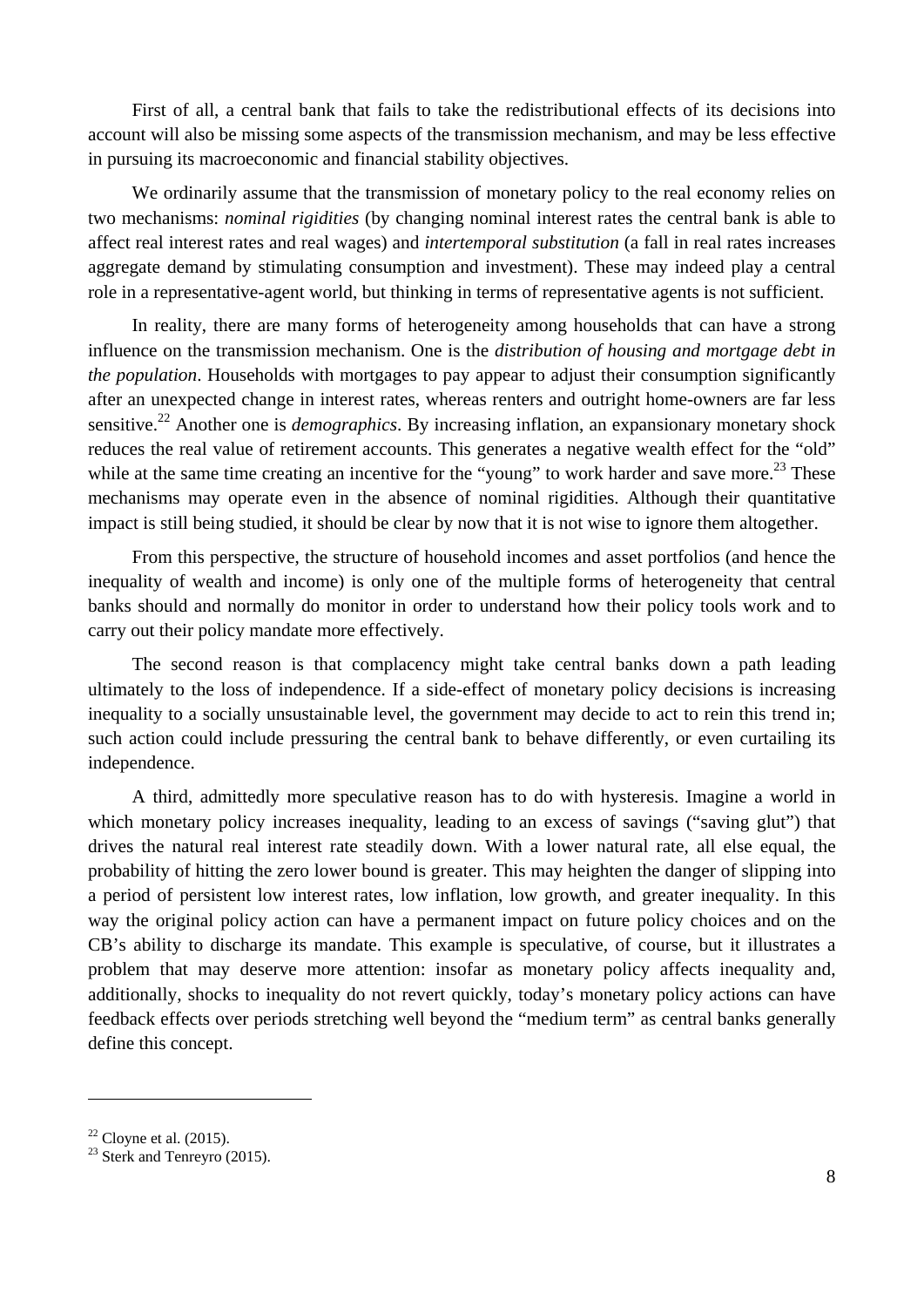First of all, a central bank that fails to take the redistributional effects of its decisions into account will also be missing some aspects of the transmission mechanism, and may be less effective in pursuing its macroeconomic and financial stability objectives.

We ordinarily assume that the transmission of monetary policy to the real economy relies on two mechanisms: *nominal rigidities* (by changing nominal interest rates the central bank is able to affect real interest rates and real wages) and *intertemporal substitution* (a fall in real rates increases aggregate demand by stimulating consumption and investment). These may indeed play a central role in a representative-agent world, but thinking in terms of representative agents is not sufficient.

In reality, there are many forms of heterogeneity among households that can have a strong influence on the transmission mechanism. One is the *distribution of housing and mortgage debt in the population*. Households with mortgages to pay appear to adjust their consumption significantly after an unexpected change in interest rates, whereas renters and outright home-owners are far less sensitive.[22] Another one is *demographics*. By increasing inflation, an expansionary monetary shock reduces the real value of retirement accounts. This generates a negative wealth effect for the "old" while at the same time creating an incentive for the "young" to work harder and save more.[23] These mechanisms may operate even in the absence of nominal rigidities. Although their quantitative impact is still being studied, it should be clear by now that it is not wise to ignore them altogether.

From this perspective, the structure of household incomes and asset portfolios (and hence the inequality of wealth and income) is only one of the multiple forms of heterogeneity that central banks should and normally do monitor in order to understand how their policy tools work and to carry out their policy mandate more effectively.

The second reason is that complacency might take central banks down a path leading ultimately to the loss of independence. If a side-effect of monetary policy decisions is increasing inequality to a socially unsustainable level, the government may decide to act to rein this trend in; such action could include pressuring the central bank to behave differently, or even curtailing its independence.

A third, admittedly more speculative reason has to do with hysteresis. Imagine a world in which monetary policy increases inequality, leading to an excess of savings ("saving glut") that drives the natural real interest rate steadily down. With a lower natural rate, all else equal, the probability of hitting the zero lower bound is greater. This may heighten the danger of slipping into a period of persistent low interest rates, low inflation, low growth, and greater inequality. In this way the original policy action can have a permanent impact on future policy choices and on the CB's ability to discharge its mandate. This example is speculative, of course, but it illustrates a problem that may deserve more attention: insofar as monetary policy affects inequality and, additionally, shocks to inequality do not revert quickly, today's monetary policy actions can have feedback effects over periods stretching well beyond the "medium term" as central banks generally define this concept.

---

[22] Cloyne et al. (2015).

[23] Sterk and Tenreyro (2015).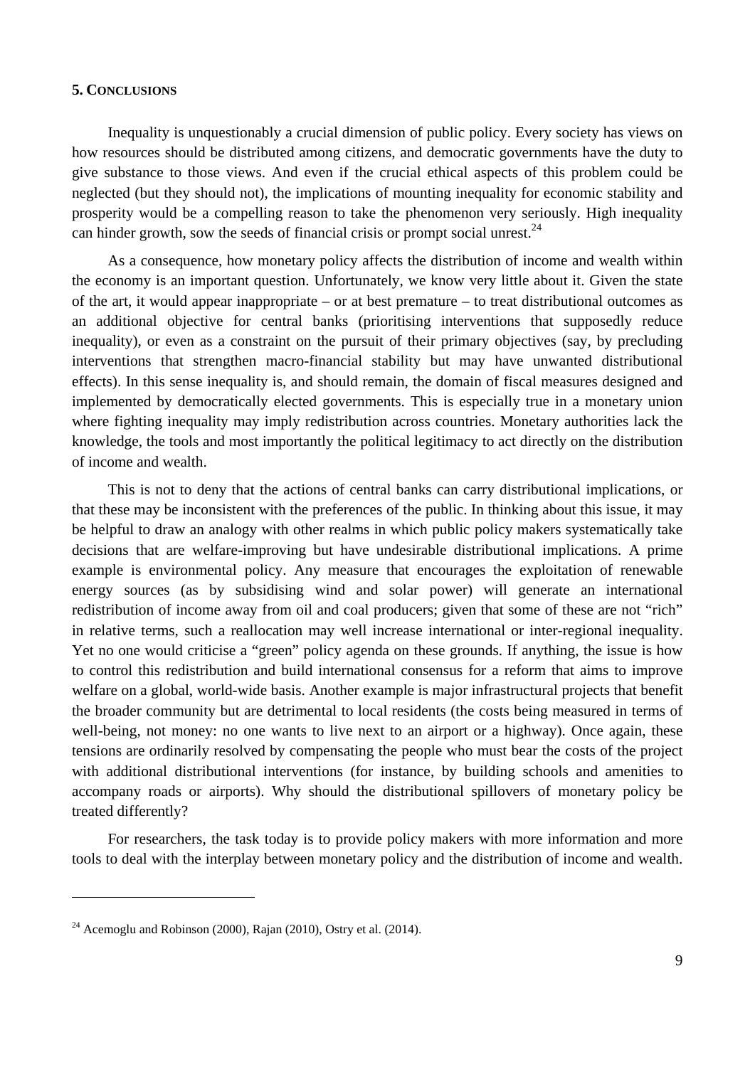## 5. Conclusions

Inequality is unquestionably a crucial dimension of public policy. Every society has views on how resources should be distributed among citizens, and democratic governments have the duty to give substance to those views. And even if the crucial ethical aspects of this problem could be neglected (but they should not), the implications of mounting inequality for economic stability and prosperity would be a compelling reason to take the phenomenon very seriously. High inequality can hinder growth, sow the seeds of financial crisis or prompt social unrest.[24]

As a consequence, how monetary policy affects the distribution of income and wealth within the economy is an important question. Unfortunately, we know very little about it. Given the state of the art, it would appear inappropriate – or at best premature – to treat distributional outcomes as an additional objective for central banks (prioritising interventions that supposedly reduce inequality), or even as a constraint on the pursuit of their primary objectives (say, by precluding interventions that strengthen macro-financial stability but may have unwanted distributional effects). In this sense inequality is, and should remain, the domain of fiscal measures designed and implemented by democratically elected governments. This is especially true in a monetary union where fighting inequality may imply redistribution across countries. Monetary authorities lack the knowledge, the tools and most importantly the political legitimacy to act directly on the distribution of income and wealth.

This is not to deny that the actions of central banks can carry distributional implications, or that these may be inconsistent with the preferences of the public. In thinking about this issue, it may be helpful to draw an analogy with other realms in which public policy makers systematically take decisions that are welfare-improving but have undesirable distributional implications. A prime example is environmental policy. Any measure that encourages the exploitation of renewable energy sources (as by subsidising wind and solar power) will generate an international redistribution of income away from oil and coal producers; given that some of these are not "rich" in relative terms, such a reallocation may well increase international or inter-regional inequality. Yet no one would criticise a "green" policy agenda on these grounds. If anything, the issue is how to control this redistribution and build international consensus for a reform that aims to improve welfare on a global, world-wide basis. Another example is major infrastructural projects that benefit the broader community but are detrimental to local residents (the costs being measured in terms of well-being, not money: no one wants to live next to an airport or a highway). Once again, these tensions are ordinarily resolved by compensating the people who must bear the costs of the project with additional distributional interventions (for instance, by building schools and amenities to accompany roads or airports). Why should the distributional spillovers of monetary policy be treated differently?

For researchers, the task today is to provide policy makers with more information and more tools to deal with the interplay between monetary policy and the distribution of income and wealth.

---

[24] Acemoglu and Robinson (2000), Rajan (2010), Ostry et al. (2014).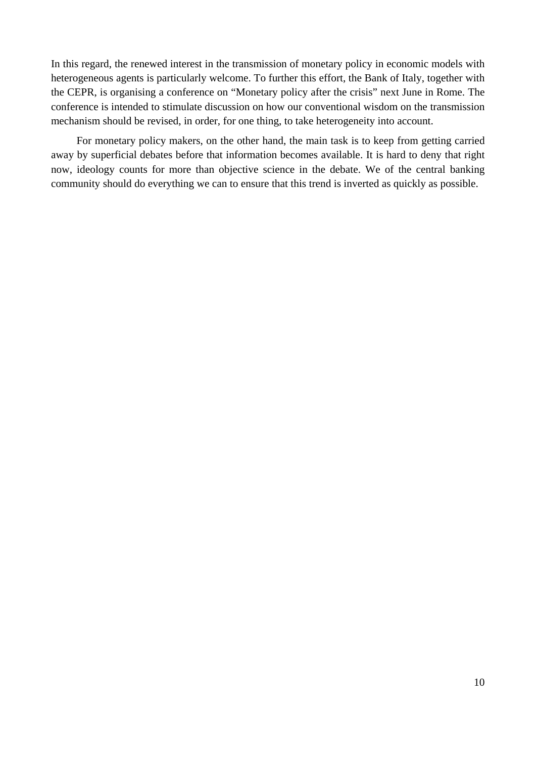In this regard, the renewed interest in the transmission of monetary policy in economic models with heterogeneous agents is particularly welcome. To further this effort, the Bank of Italy, together with the CEPR, is organising a conference on “Monetary policy after the crisis” next June in Rome. The conference is intended to stimulate discussion on how our conventional wisdom on the transmission mechanism should be revised, in order, for one thing, to take heterogeneity into account.

For monetary policy makers, on the other hand, the main task is to keep from getting carried away by superficial debates before that information becomes available. It is hard to deny that right now, ideology counts for more than objective science in the debate. We of the central banking community should do everything we can to ensure that this trend is inverted as quickly as possible.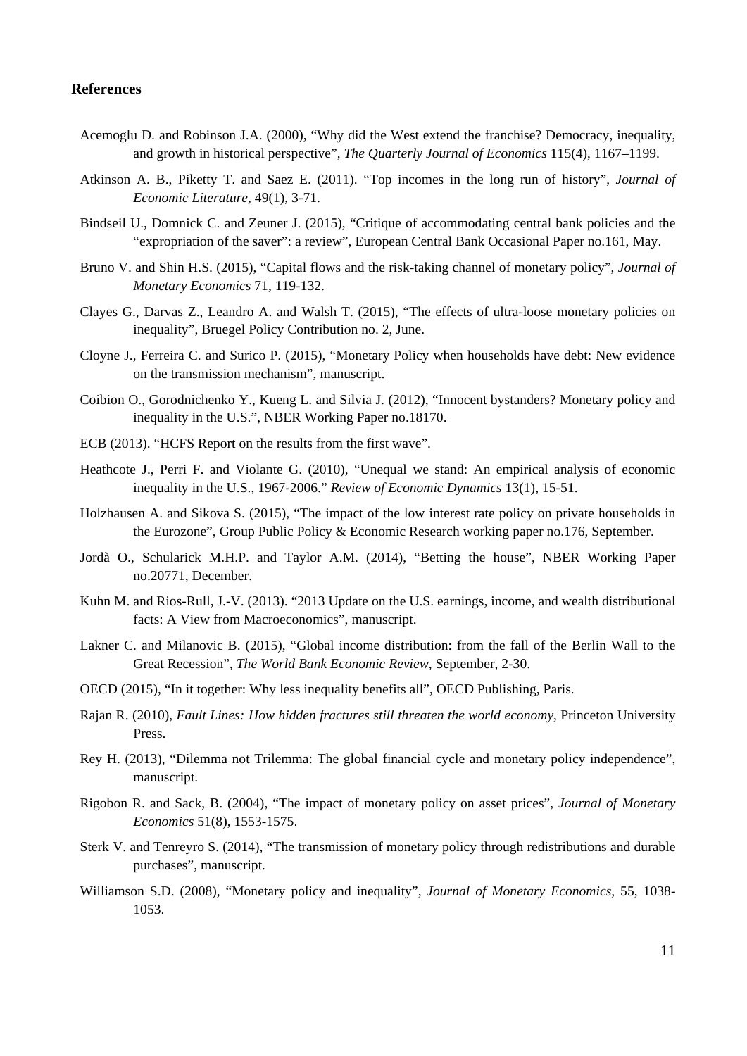## References

Acemoglu D. and Robinson J.A. (2000), "Why did the West extend the franchise? Democracy, inequality, and growth in historical perspective", *The Quarterly Journal of Economics* 115(4), 1167–1199.

Atkinson A. B., Piketty T. and Saez E. (2011). "Top incomes in the long run of history", *Journal of Economic Literature*, 49(1), 3-71.

Bindseil U., Domnick C. and Zeuner J. (2015), "Critique of accommodating central bank policies and the "expropriation of the saver": a review", European Central Bank Occasional Paper no.161, May.

Bruno V. and Shin H.S. (2015), "Capital flows and the risk-taking channel of monetary policy", *Journal of Monetary Economics* 71, 119-132.

Clayes G., Darvas Z., Leandro A. and Walsh T. (2015), "The effects of ultra-loose monetary policies on inequality", Bruegel Policy Contribution no. 2, June.

Cloyne J., Ferreira C. and Surico P. (2015), "Monetary Policy when households have debt: New evidence on the transmission mechanism", manuscript.

Coibion O., Gorodnichenko Y., Kueng L. and Silvia J. (2012), "Innocent bystanders? Monetary policy and inequality in the U.S.", NBER Working Paper no.18170.

ECB (2013). "HCFS Report on the results from the first wave".

Heathcote J., Perri F. and Violante G. (2010), "Unequal we stand: An empirical analysis of economic inequality in the U.S., 1967-2006." *Review of Economic Dynamics* 13(1), 15-51.

Holzhausen A. and Sikova S. (2015), "The impact of the low interest rate policy on private households in the Eurozone", Group Public Policy & Economic Research working paper no.176, September.

Jordà O., Schularick M.H.P. and Taylor A.M. (2014), "Betting the house", NBER Working Paper no.20771, December.

Kuhn M. and Rios-Rull, J.-V. (2013). "2013 Update on the U.S. earnings, income, and wealth distributional facts: A View from Macroeconomics", manuscript.

Lakner C. and Milanovic B. (2015), "Global income distribution: from the fall of the Berlin Wall to the Great Recession", *The World Bank Economic Review*, September, 2-30.

OECD (2015), "In it together: Why less inequality benefits all", OECD Publishing, Paris.

Rajan R. (2010), *Fault Lines: How hidden fractures still threaten the world economy*, Princeton University Press.

Rey H. (2013), "Dilemma not Trilemma: The global financial cycle and monetary policy independence", manuscript.

Rigobon R. and Sack, B. (2004), "The impact of monetary policy on asset prices", *Journal of Monetary Economics* 51(8), 1553-1575.

Sterk V. and Tenreyro S. (2014), "The transmission of monetary policy through redistributions and durable purchases", manuscript.

Williamson S.D. (2008), "Monetary policy and inequality", *Journal of Monetary Economics*, 55, 1038-1053.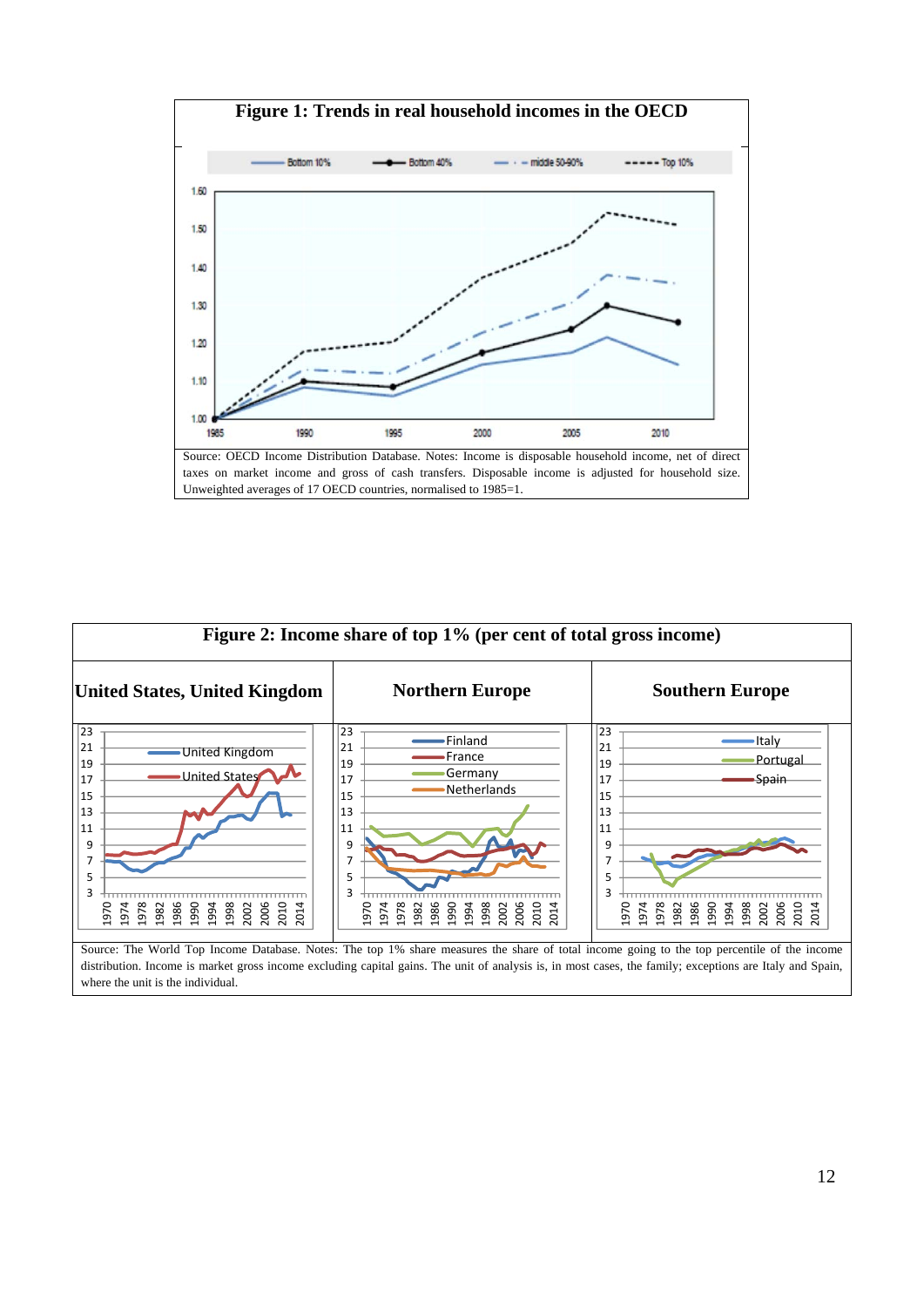**Figure 1: Trends in real household incomes in the OECD**

Source: OECD Income Distribution Database. Notes: Income is disposable household income, net of direct taxes on market income and gross of cash transfers. Disposable income is adjusted for household size. Unweighted averages of 17 OECD countries, normalised to 1985=1.

**Figure 2: Income share of top 1% (per cent of total gross income)**

| United States, United Kingdom | Northern Europe | Southern Europe |
|---|---|---|

Source: The World Top Income Database. Notes: The top 1% share measures the share of total income going to the top percentile of the income distribution. Income is market gross income excluding capital gains. The unit of analysis is, in most cases, the family; exceptions are Italy and Spain, where the unit is the individual.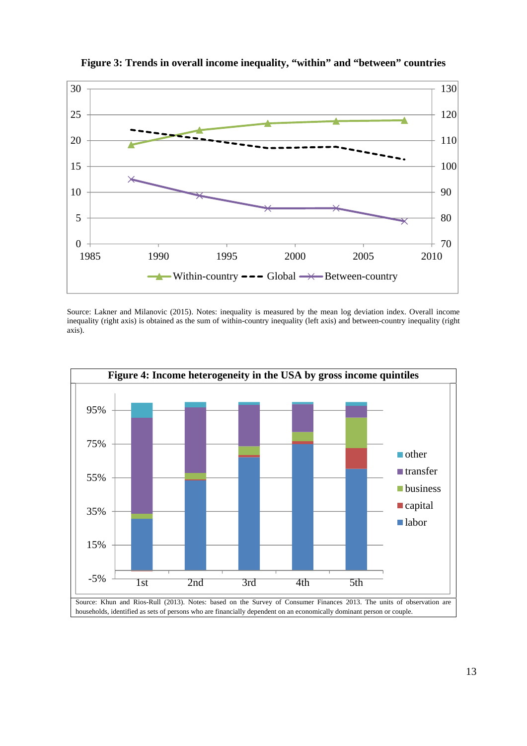**Figure 3: Trends in overall income inequality, "within" and "between" countries**

Source: Lakner and Milanovic (2015). Notes: inequality is measured by the mean log deviation index. Overall income inequality (right axis) is obtained as the sum of within-country inequality (left axis) and between-country inequality (right axis).

**Figure 4: Income heterogeneity in the USA by gross income quintiles**

Source: Khun and Rios-Rull (2013). Notes: based on the Survey of Consumer Finances 2013. The units of observation are households, identified as sets of persons who are financially dependent on an economically dominant person or couple.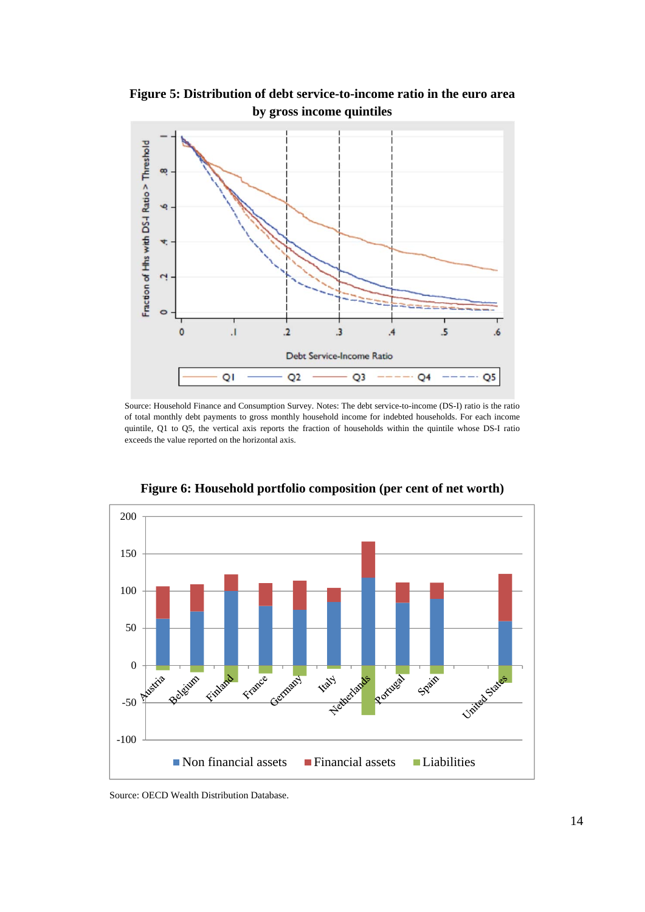**Figure 5: Distribution of debt service-to-income ratio in the euro area by gross income quintiles**

Source: Household Finance and Consumption Survey. Notes: The debt service-to-income (DS-I) ratio is the ratio of total monthly debt payments to gross monthly household income for indebted households. For each income quintile, Q1 to Q5, the vertical axis reports the fraction of households within the quintile whose DS-I ratio exceeds the value reported on the horizontal axis.

**Figure 6: Household portfolio composition (per cent of net worth)**

Source: OECD Wealth Distribution Database.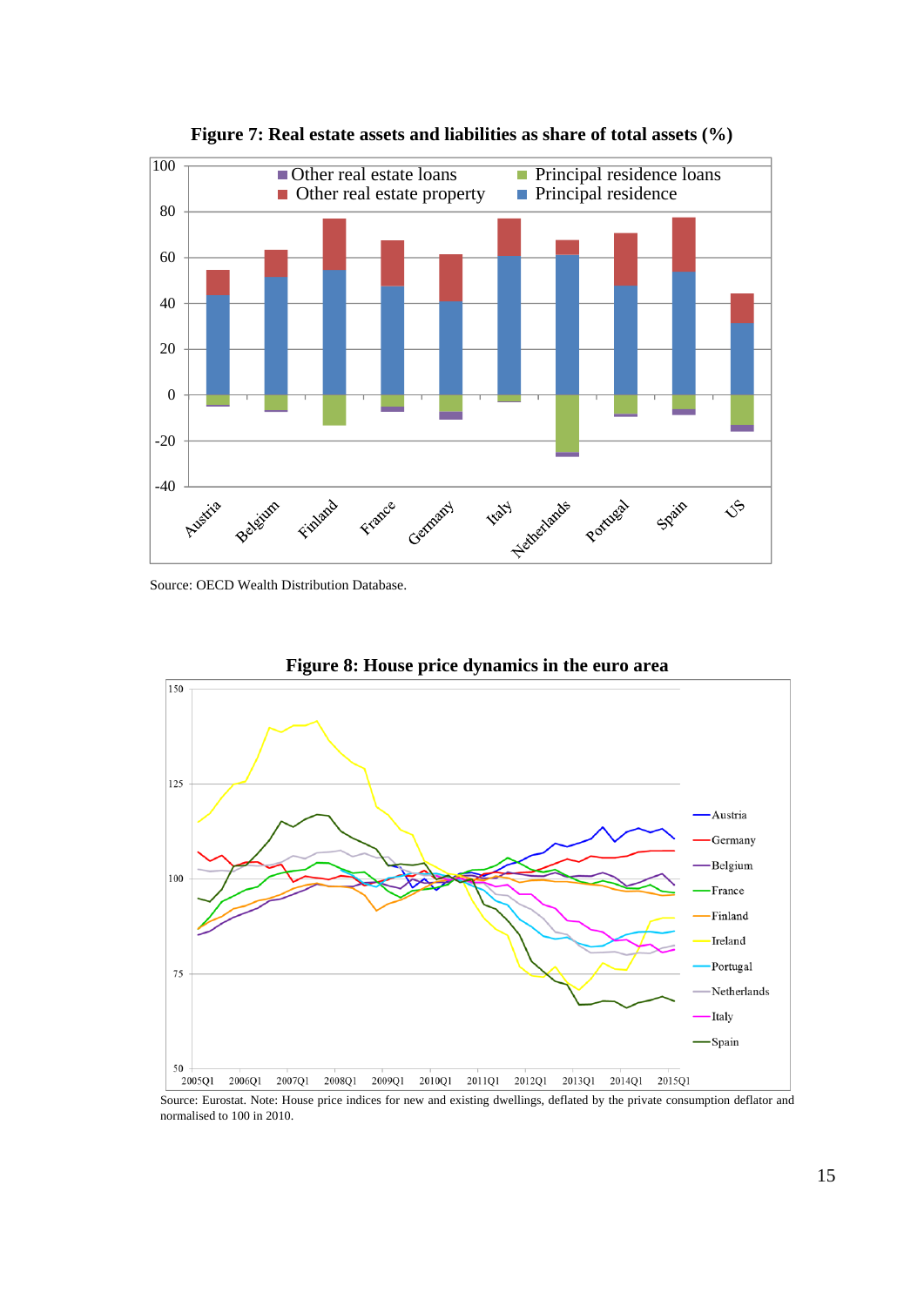**Figure 7: Real estate assets and liabilities as share of total assets (%)**

Source: OECD Wealth Distribution Database.

**Figure 8: House price dynamics in the euro area**

Source: Eurostat. Note: House price indices for new and existing dwellings, deflated by the private consumption deflator and normalised to 100 in 2010.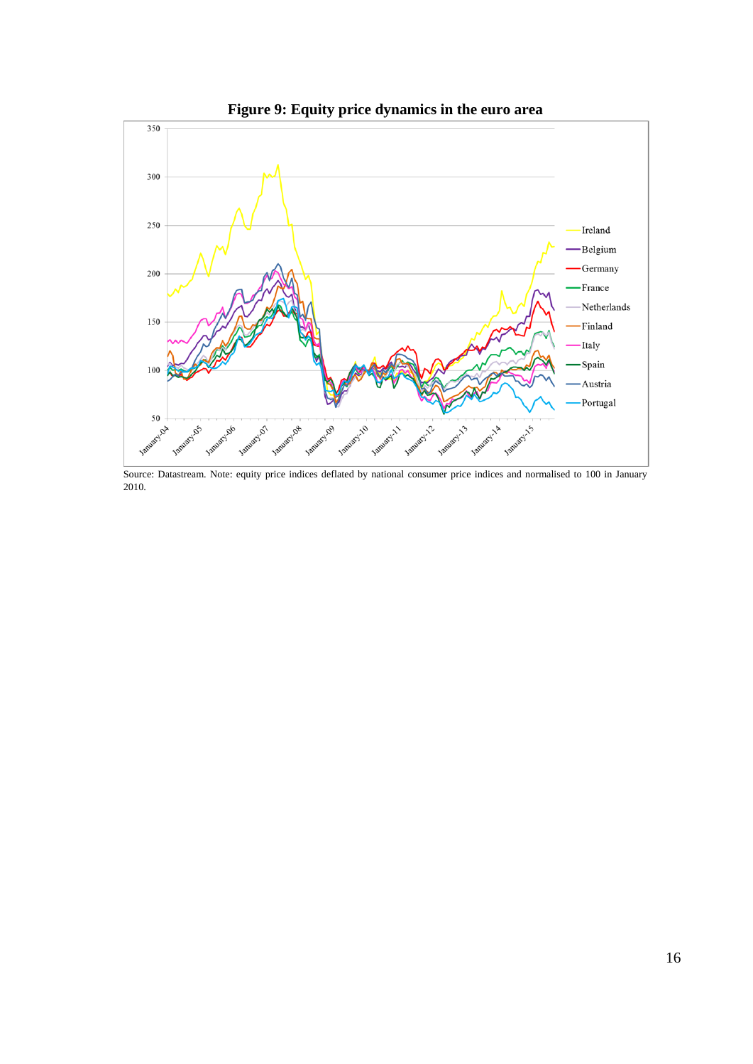**Figure 9: Equity price dynamics in the euro area**

350
300
250
200
150
100
50

January-04
January-05
January-06
January-07
January-08
January-09
January-10
January-11
January-12
January-13
January-14
January-15

Ireland
Belgium
Germany
France
Netherlands
Finland
Italy
Spain
Austria
Portugal

Source: Datastream. Note: equity price indices deflated by national consumer price indices and normalised to 100 in January 2010.